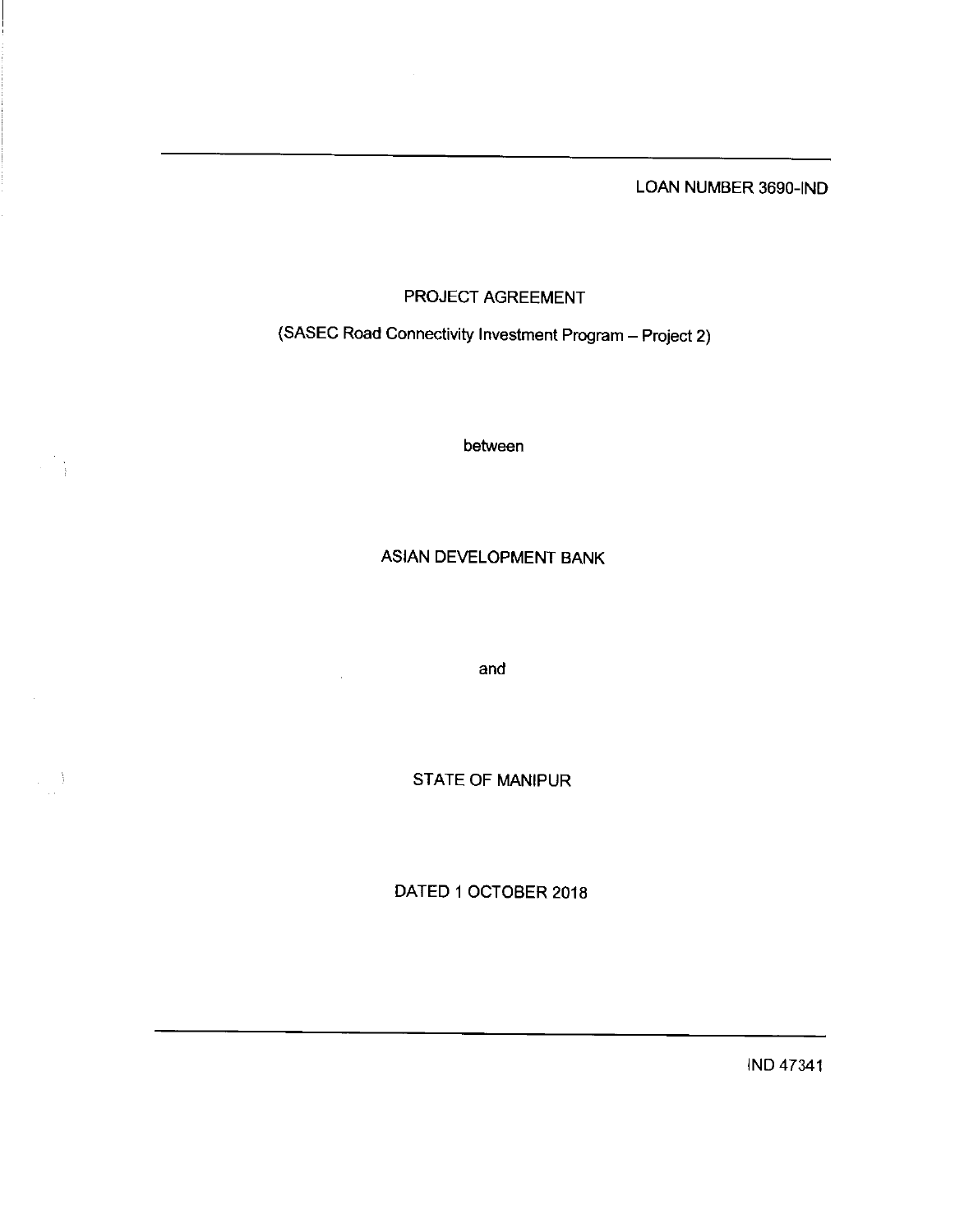LOAN NUMBER 3690-IND

# PROJECT AGREEMENT

(SASEC Road Connectivity Investment Program – Project 2)

between

ASIAN DEVELOPMENT BANK

and

STATE OF MANIPUR

DATED 1 OCTOBER 2018

IND 47341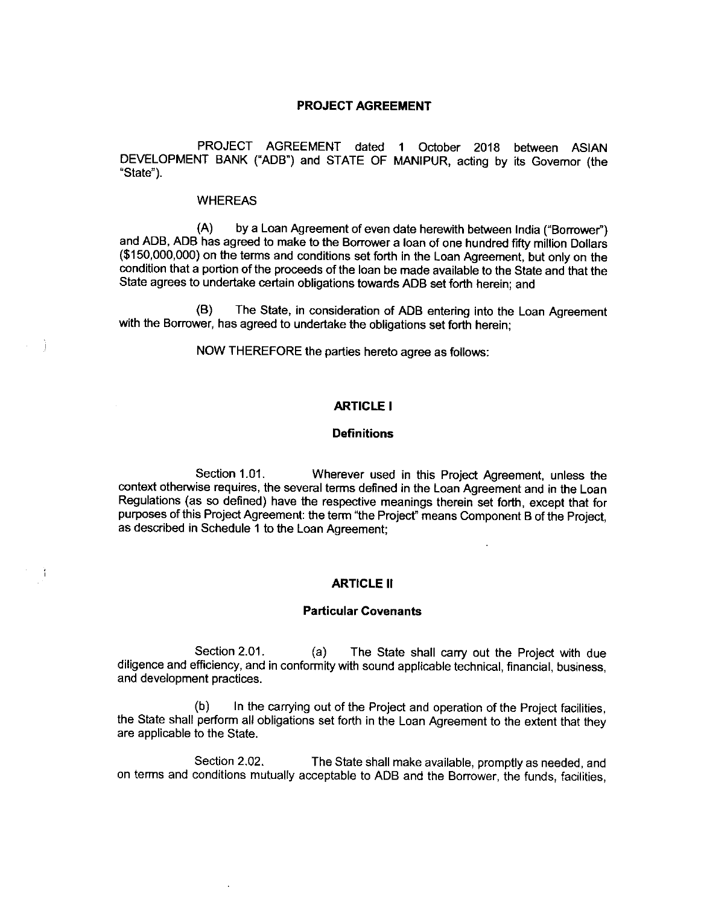# PROJECT AGREEMENT

PROJECT AGREEMENT dated 1 October 2018 between ASIAN DEVELOPMENT BANK ("ADB") and STATE OF MANIPUR, acting by its Governor (the "State").

WHEREAS

(A) by a Loan Agreement of even date herewith between India ("Borrower") and ADB, ADB has agreed to make to the Borrower a loan of one hundred fifty million Dollars ($150,000,000) on the terms and conditions set forth in the Loan Agreement, but only on the condition that a portion of the proceeds of the loan be made available to the State and that the State agrees to undertake certain obligations towards ADB set forth herein; and

(B) The State, in consideration of ADB entering into the Loan Agreement with the Borrower, has agreed to undertake the obligations set forth herein;

NOW THEREFORE the parties hereto agree as follows:

## ARTICLE I

### Definitions

Section 1.01. Wherever used in this Project Agreement, unless the context otherwise requires, the several terms defined in the Loan Agreement and in the Loan Regulations (as so defined) have the respective meanings therein set forth, except that for purposes of this Project Agreement: the term "the Project" means Component B of the Project, as described in Schedule 1 to the Loan Agreement;

## ARTICLE II

### Particular Covenants

Section 2.01. (a) The State shall carry out the Project with due diligence and efficiency, and in conformity with sound applicable technical, financial, business, and development practices.

(b) In the carrying out of the Project and operation of the Project facilities, the State shall perform all obligations set forth in the Loan Agreement to the extent that they are applicable to the State.

Section 2.02. The State shall make available, promptly as needed, and on terms and conditions mutually acceptable to ADB and the Borrower, the funds, facilities,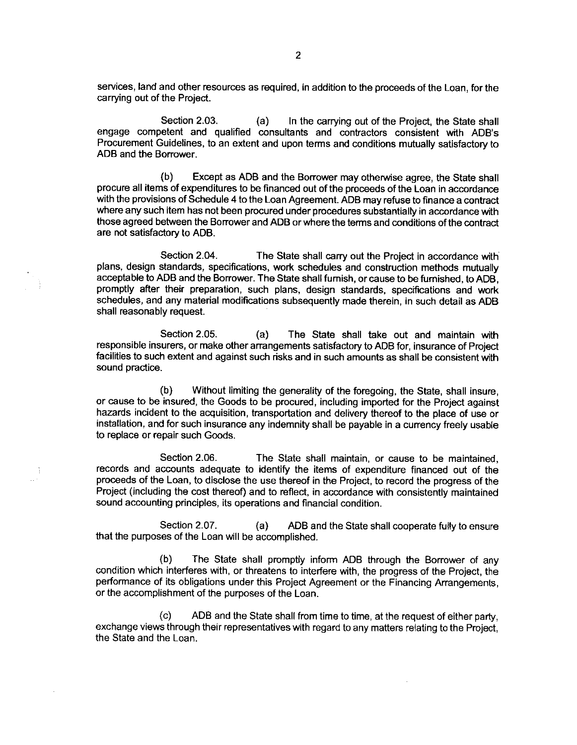services, land and other resources as required, in addition to the proceeds of the Loan, for the carrying out of the Project.

Section 2.03. (a) In the carrying out of the Project, the State shall engage competent and qualified consultants and contractors consistent with ADB's Procurement Guidelines, to an extent and upon terms and conditions mutually satisfactory to ADB and the Borrower.

(b) Except as ADB and the Borrower may otherwise agree, the State shall procure all items of expenditures to be financed out of the proceeds of the Loan in accordance with the provisions of Schedule 4 to the Loan Agreement. ADB may refuse to finance a contract where any such item has not been procured under procedures substantially in accordance with those agreed between the Borrower and ADB or where the terms and conditions of the contract are not satisfactory to ADB.

Section 2.04. The State shall carry out the Project in accordance with plans, design standards, specifications, work schedules and construction methods mutually acceptable to ADB and the Borrower. The State shall furnish, or cause to be furnished, to ADB, promptly after their preparation, such plans, design standards, specifications and work schedules, and any material modifications subsequently made therein, in such detail as ADB shall reasonably request.

Section 2.05. (a) The State shall take out and maintain with responsible insurers, or make other arrangements satisfactory to ADB for, insurance of Project facilities to such extent and against such risks and in such amounts as shall be consistent with sound practice.

(b) Without limiting the generality of the foregoing, the State, shall insure, or cause to be insured, the Goods to be procured, including imported for the Project against hazards incident to the acquisition, transportation and delivery thereof to the place of use or installation, and for such insurance any indemnity shall be payable in a currency freely usable to replace or repair such Goods.

Section 2.06. The State shall maintain, or cause to be maintained, records and accounts adequate to identify the items of expenditure financed out of the proceeds of the Loan, to disclose the use thereof in the Project, to record the progress of the Project (including the cost thereof) and to reflect, in accordance with consistently maintained sound accounting principles, its operations and financial condition.

Section 2.07. (a) ADB and the State shall cooperate fully to ensure that the purposes of the Loan will be accomplished.

(b) The State shall promptly inform ADB through the Borrower of any condition which interferes with, or threatens to interfere with, the progress of the Project, the performance of its obligations under this Project Agreement or the Financing Arrangements, or the accomplishment of the purposes of the Loan.

(c) ADB and the State shall from time to time, at the request of either party, exchange views through their representatives with regard to any matters relating to the Project, the State and the Loan.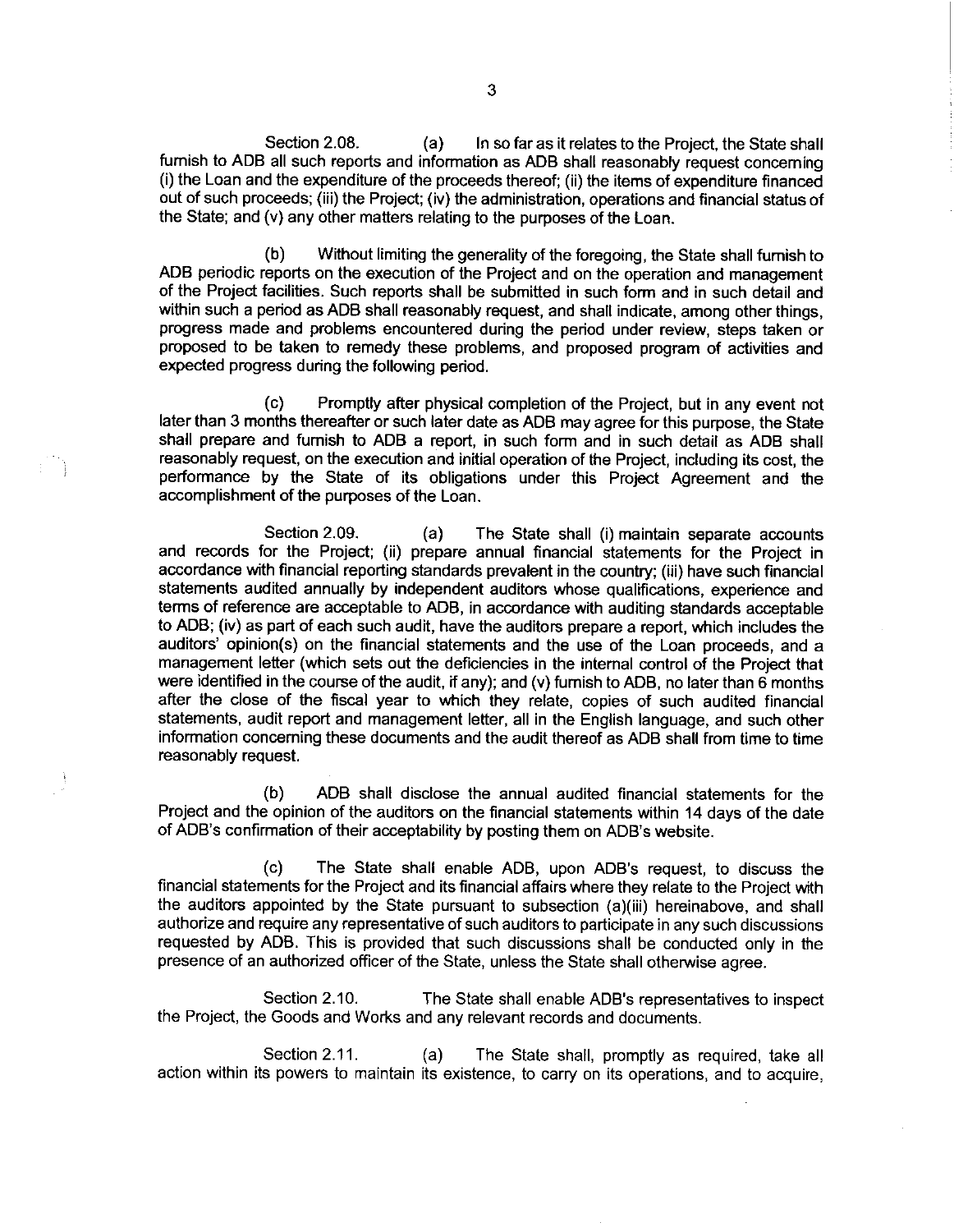Section 2.08. (a) In so far as it relates to the Project, the State shall furnish to ADB all such reports and information as ADB shall reasonably request concerning (i) the Loan and the expenditure of the proceeds thereof; (ii) the items of expenditure financed out of such proceeds; (iii) the Project; (iv) the administration, operations and financial status of the State; and (v) any other matters relating to the purposes of the Loan.

(b) Without limiting the generality of the foregoing, the State shall furnish to ADB periodic reports on the execution of the Project and on the operation and management of the Project facilities. Such reports shall be submitted in such form and in such detail and within such a period as ADB shall reasonably request, and shall indicate, among other things, progress made and problems encountered during the period under review, steps taken or proposed to be taken to remedy these problems, and proposed program of activities and expected progress during the following period.

(c) Promptly after physical completion of the Project, but in any event not later than 3 months thereafter or such later date as ADB may agree for this purpose, the State shall prepare and furnish to ADB a report, in such form and in such detail as ADB shall reasonably request, on the execution and initial operation of the Project, including its cost, the performance by the State of its obligations under this Project Agreement and the accomplishment of the purposes of the Loan.

Section 2.09. (a) The State shall (i) maintain separate accounts and records for the Project; (ii) prepare annual financial statements for the Project in accordance with financial reporting standards prevalent in the country; (iii) have such financial statements audited annually by independent auditors whose qualifications, experience and terms of reference are acceptable to ADB, in accordance with auditing standards acceptable to ADB; (iv) as part of each such audit, have the auditors prepare a report, which includes the auditors' opinion(s) on the financial statements and the use of the Loan proceeds, and a management letter (which sets out the deficiencies in the internal control of the Project that were identified in the course of the audit, if any); and (v) furnish to ADB, no later than 6 months after the close of the fiscal year to which they relate, copies of such audited financial statements, audit report and management letter, all in the English language, and such other information concerning these documents and the audit thereof as ADB shall from time to time reasonably request.

(b) ADB shall disclose the annual audited financial statements for the Project and the opinion of the auditors on the financial statements within 14 days of the date of ADB's confirmation of their acceptability by posting them on ADB's website.

(c) The State shall enable ADB, upon ADB's request, to discuss the financial statements for the Project and its financial affairs where they relate to the Project with the auditors appointed by the State pursuant to subsection (a)(iii) hereinabove, and shall authorize and require any representative of such auditors to participate in any such discussions requested by ADB. This is provided that such discussions shall be conducted only in the presence of an authorized officer of the State, unless the State shall otherwise agree.

Section 2.10. The State shall enable ADB's representatives to inspect the Project, the Goods and Works and any relevant records and documents.

Section 2.11. (a) The State shall, promptly as required, take all action within its powers to maintain its existence, to carry on its operations, and to acquire,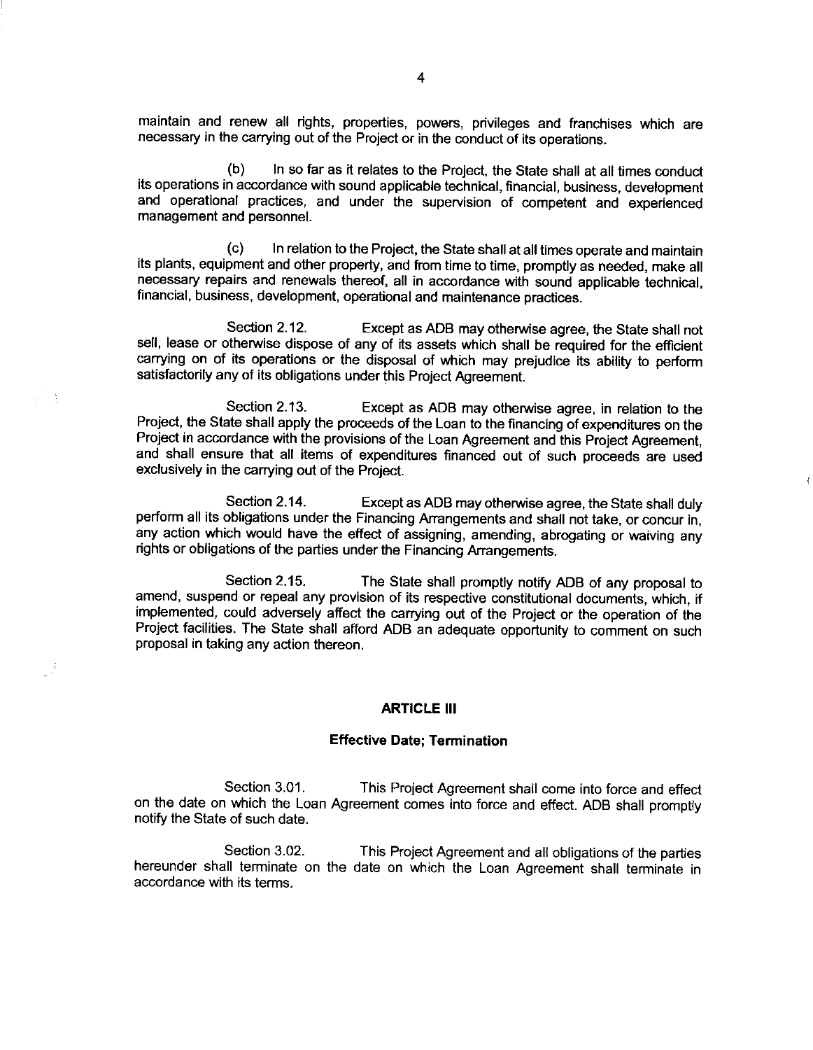maintain and renew all rights, properties, powers, privileges and franchises which are necessary in the carrying out of the Project or in the conduct of its operations.

(b) In so far as it relates to the Project, the State shall at all times conduct its operations in accordance with sound applicable technical, financial, business, development and operational practices, and under the supervision of competent and experienced management and personnel.

(c) In relation to the Project, the State shall at all times operate and maintain its plants, equipment and other property, and from time to time, promptly as needed, make all necessary repairs and renewals thereof, all in accordance with sound applicable technical, financial, business, development, operational and maintenance practices.

Section 2.12. Except as ADB may otherwise agree, the State shall not sell, lease or otherwise dispose of any of its assets which shall be required for the efficient carrying on of its operations or the disposal of which may prejudice its ability to perform satisfactorily any of its obligations under this Project Agreement.

Section 2.13. Except as ADB may otherwise agree, in relation to the Project, the State shall apply the proceeds of the Loan to the financing of expenditures on the Project in accordance with the provisions of the Loan Agreement and this Project Agreement, and shall ensure that all items of expenditures financed out of such proceeds are used exclusively in the carrying out of the Project.

Section 2.14. Except as ADB may otherwise agree, the State shall duly perform all its obligations under the Financing Arrangements and shall not take, or concur in, any action which would have the effect of assigning, amending, abrogating or waiving any rights or obligations of the parties under the Financing Arrangements.

Section 2.15. The State shall promptly notify ADB of any proposal to amend, suspend or repeal any provision of its respective constitutional documents, which, if implemented, could adversely affect the carrying out of the Project or the operation of the Project facilities. The State shall afford ADB an adequate opportunity to comment on such proposal in taking any action thereon.

## ARTICLE III

### Effective Date; Termination

Section 3.01. This Project Agreement shall come into force and effect on the date on which the Loan Agreement comes into force and effect. ADB shall promptly notify the State of such date.

Section 3.02. This Project Agreement and all obligations of the parties hereunder shall terminate on the date on which the Loan Agreement shall terminate in accordance with its terms.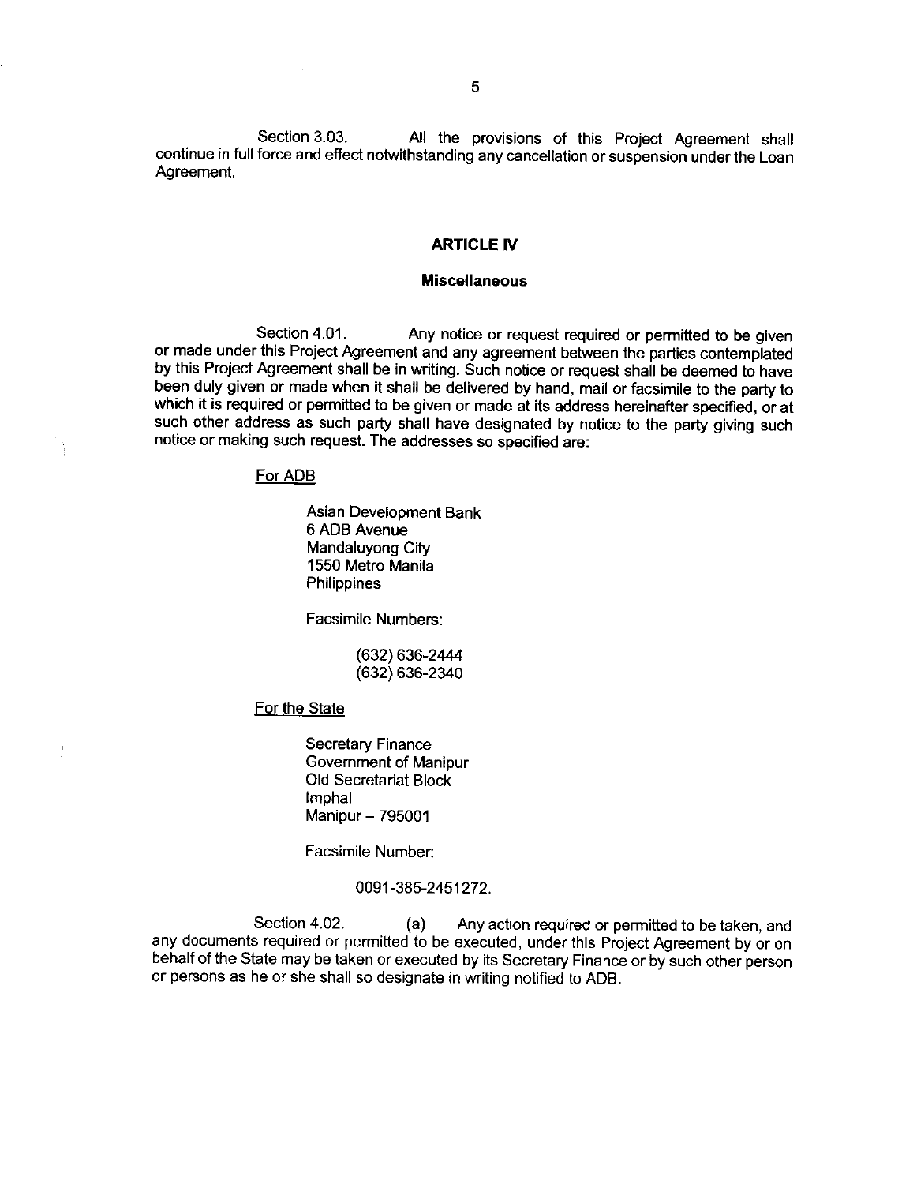Section 3.03. All the provisions of this Project Agreement shall continue in full force and effect notwithstanding any cancellation or suspension under the Loan Agreement.

## ARTICLE IV

### Miscellaneous

Section 4.01. Any notice or request required or permitted to be given or made under this Project Agreement and any agreement between the parties contemplated by this Project Agreement shall be in writing. Such notice or request shall be deemed to have been duly given or made when it shall be delivered by hand, mail or facsimile to the party to which it is required or permitted to be given or made at its address hereinafter specified, or at such other address as such party shall have designated by notice to the party giving such notice or making such request. The addresses so specified are:

For ADB

Asian Development Bank
6 ADB Avenue
Mandaluyong City
1550 Metro Manila
Philippines

Facsimile Numbers:

(632) 636-2444
(632) 636-2340

For the State

Secretary Finance
Government of Manipur
Old Secretariat Block
Imphal
Manipur – 795001

Facsimile Number:

0091-385-2451272.

Section 4.02. (a) Any action required or permitted to be taken, and any documents required or permitted to be executed, under this Project Agreement by or on behalf of the State may be taken or executed by its Secretary Finance or by such other person or persons as he or she shall so designate in writing notified to ADB.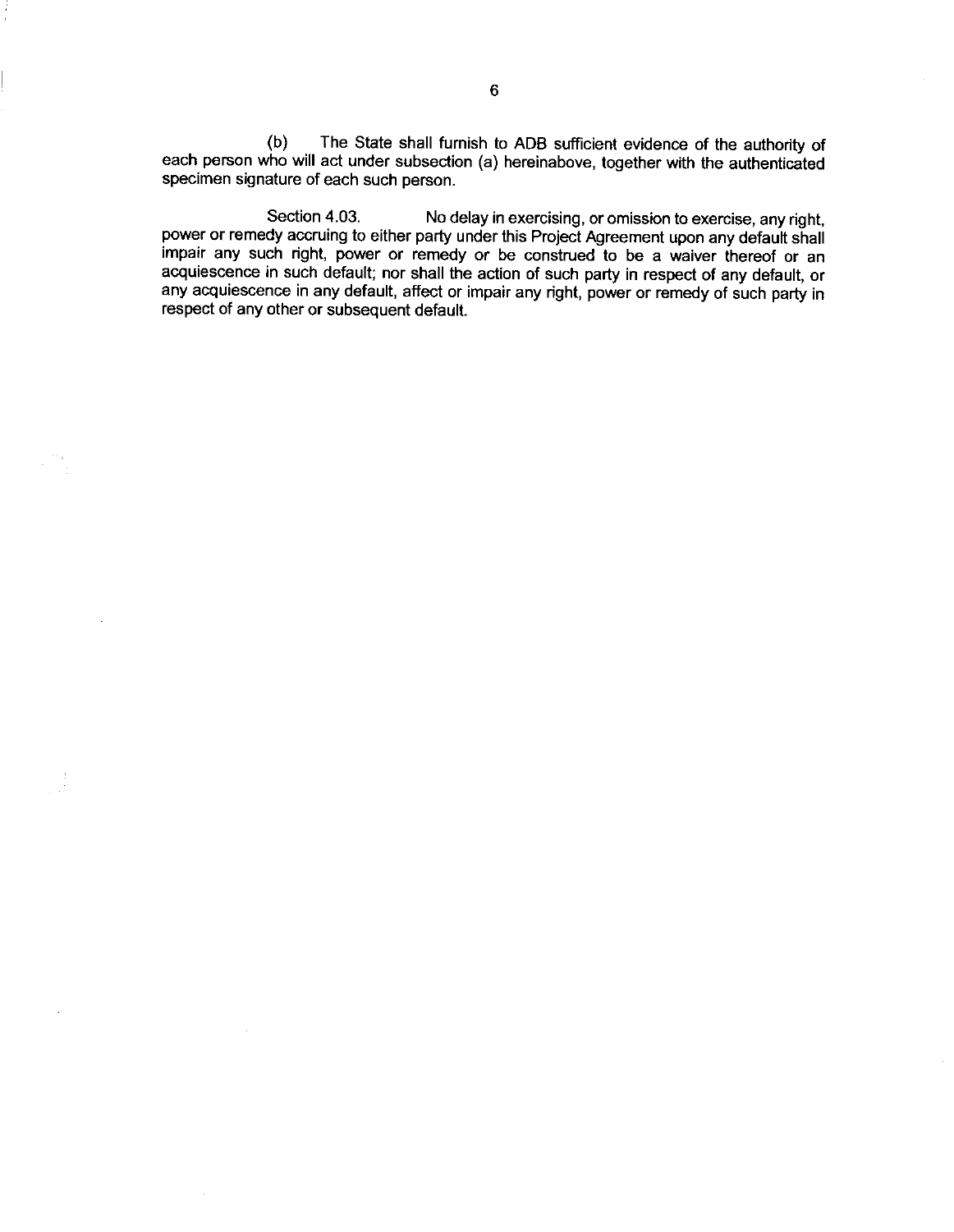(b) The State shall furnish to ADB sufficient evidence of the authority of each person who will act under subsection (a) hereinabove, together with the authenticated specimen signature of each such person.

Section 4.03. No delay in exercising, or omission to exercise, any right, power or remedy accruing to either party under this Project Agreement upon any default shall impair any such right, power or remedy or be construed to be a waiver thereof or an acquiescence in such default; nor shall the action of such party in respect of any default, or any acquiescence in any default, affect or impair any right, power or remedy of such party in respect of any other or subsequent default.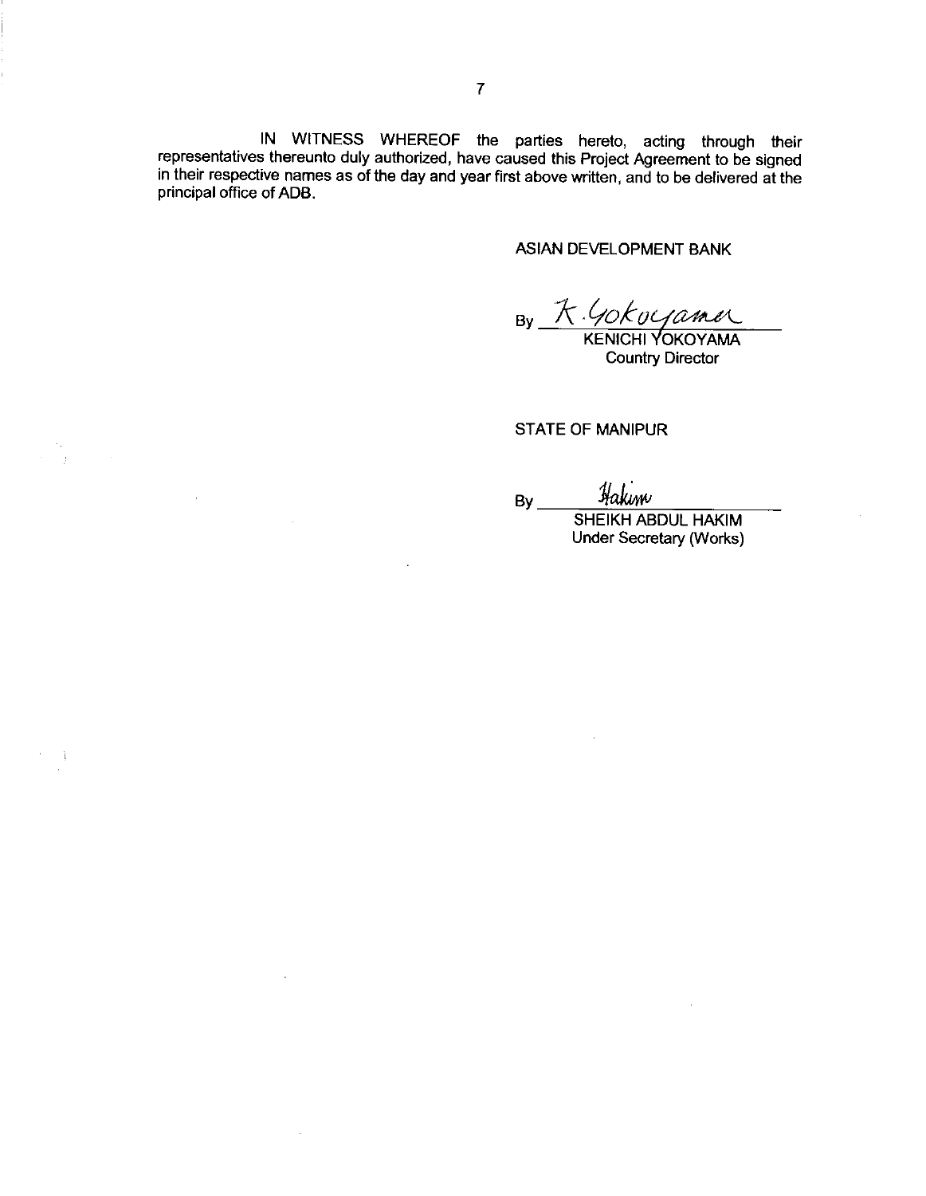IN WITNESS WHEREOF the parties hereto, acting through their representatives thereunto duly authorized, have caused this Project Agreement to be signed in their respective names as of the day and year first above written, and to be delivered at the principal office of ADB.

ASIAN DEVELOPMENT BANK

By K. Yokoyama
KENICHI YOKOYAMA
Country Director

STATE OF MANIPUR

By Hakim
SHEIKH ABDUL HAKIM
Under Secretary (Works)